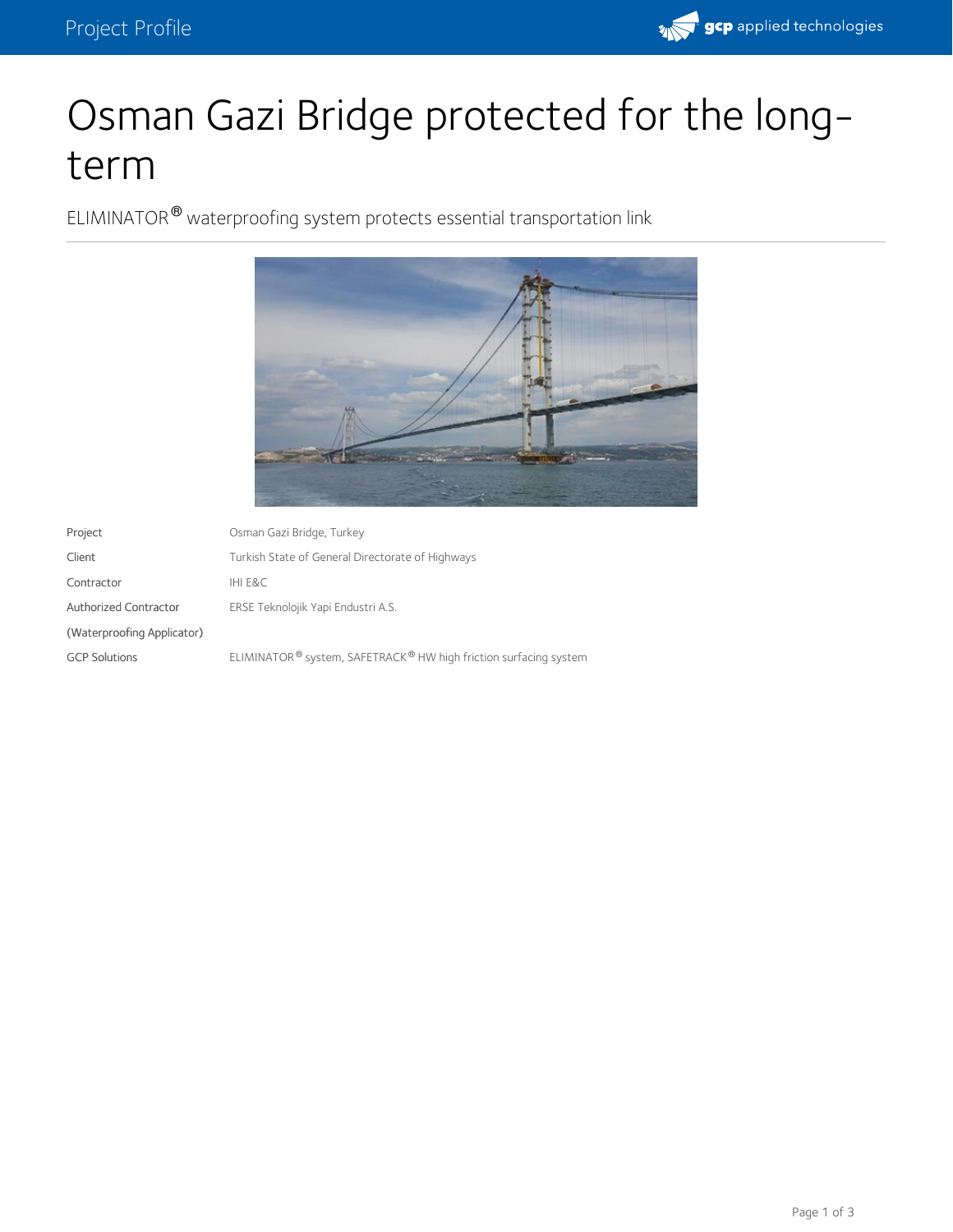# Osman Gazi Bridge protected for the long-term

ELIMINATOR® waterproofing system protects essential transportation link

| | |
|---|---|
| Project | Osman Gazi Bridge, Turkey |
| Client | Turkish State of General Directorate of Highways |
| Contractor | IHI E&C |
| Authorized Contractor (Waterproofing Applicator) | ERSE Teknolojik Yapi Endustri A.S. |
| GCP Solutions | ELIMINATOR® system, SAFETRACK® HW high friction surfacing system |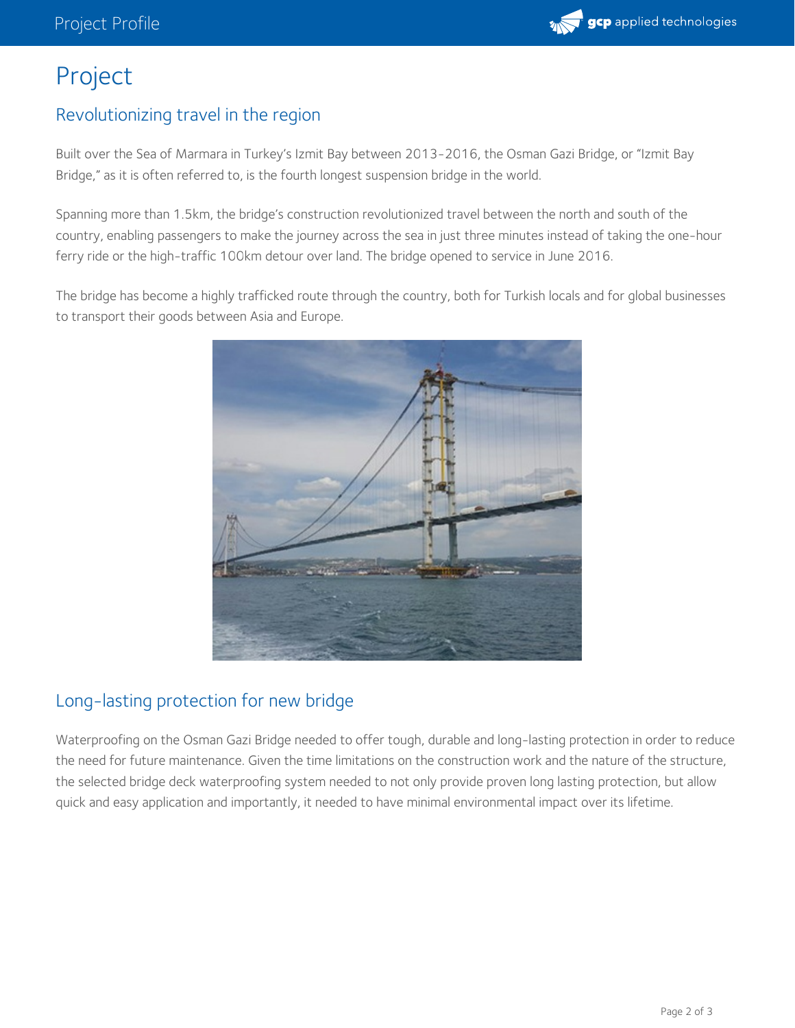# Project

## Revolutionizing travel in the region

Built over the Sea of Marmara in Turkey's Izmit Bay between 2013-2016, the Osman Gazi Bridge, or "Izmit Bay Bridge," as it is often referred to, is the fourth longest suspension bridge in the world.

Spanning more than 1.5km, the bridge's construction revolutionized travel between the north and south of the country, enabling passengers to make the journey across the sea in just three minutes instead of taking the one-hour ferry ride or the high-traffic 100km detour over land. The bridge opened to service in June 2016.

The bridge has become a highly trafficked route through the country, both for Turkish locals and for global businesses to transport their goods between Asia and Europe.

## Long-lasting protection for new bridge

Waterproofing on the Osman Gazi Bridge needed to offer tough, durable and long-lasting protection in order to reduce the need for future maintenance. Given the time limitations on the construction work and the nature of the structure, the selected bridge deck waterproofing system needed to not only provide proven long lasting protection, but allow quick and easy application and importantly, it needed to have minimal environmental impact over its lifetime.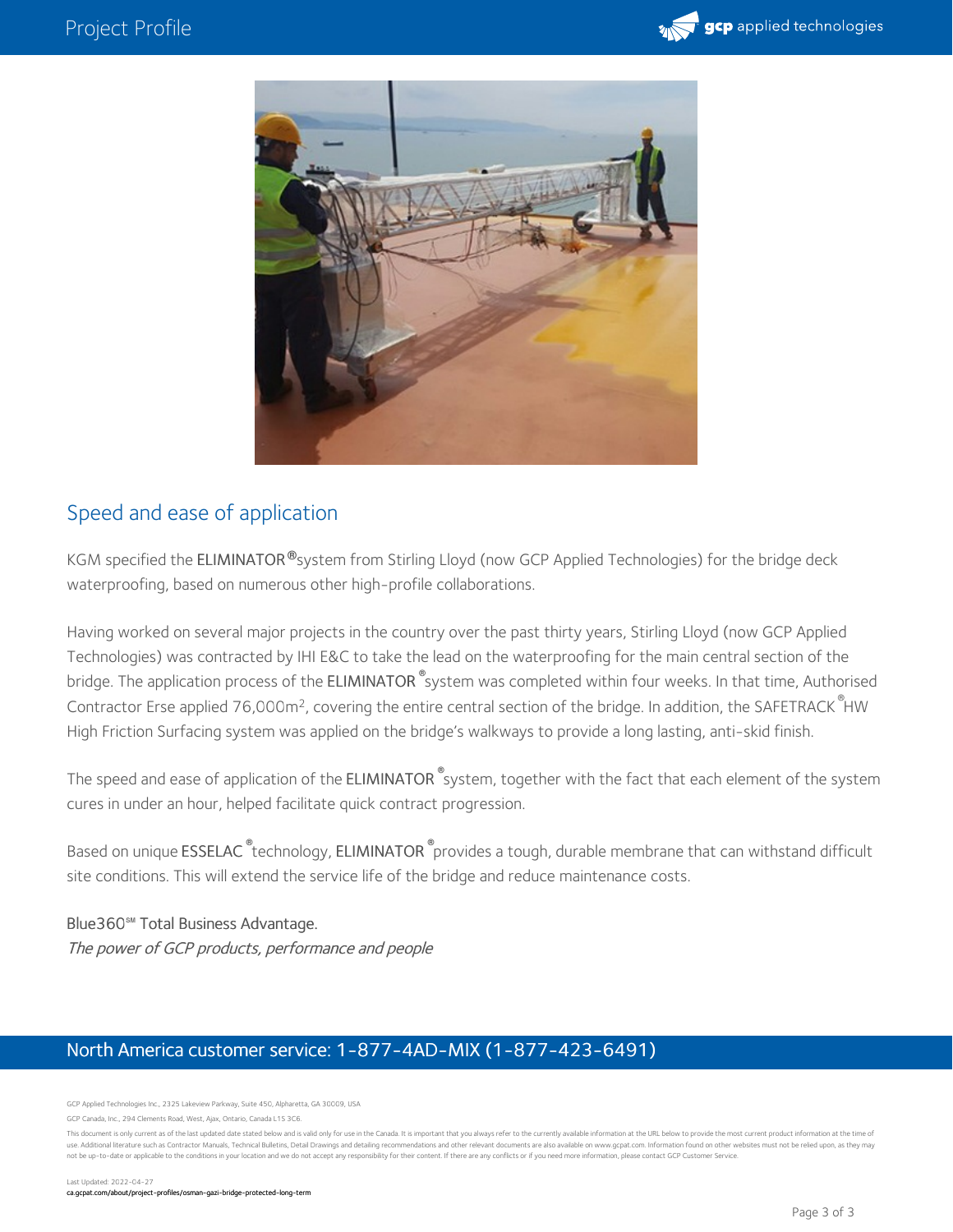## Speed and ease of application

KGM specified the ELIMINATOR® system from Stirling Lloyd (now GCP Applied Technologies) for the bridge deck waterproofing, based on numerous other high-profile collaborations.

Having worked on several major projects in the country over the past thirty years, Stirling Lloyd (now GCP Applied Technologies) was contracted by IHI E&C to take the lead on the waterproofing for the main central section of the bridge. The application process of the ELIMINATOR® system was completed within four weeks. In that time, Authorised Contractor Erse applied 76,000m$^2$, covering the entire central section of the bridge. In addition, the SAFETRACK® HW High Friction Surfacing system was applied on the bridge's walkways to provide a long lasting, anti-skid finish.

The speed and ease of application of the ELIMINATOR® system, together with the fact that each element of the system cures in under an hour, helped facilitate quick contract progression.

Based on unique ESSELAC® technology, ELIMINATOR® provides a tough, durable membrane that can withstand difficult site conditions. This will extend the service life of the bridge and reduce maintenance costs.

Blue360℠ Total Business Advantage.
*The power of GCP products, performance and people*

North America customer service: 1-877-4AD-MIX (1-877-423-6491)

GCP Applied Technologies Inc., 2325 Lakeview Parkway, Suite 450, Alpharetta, GA 30009, USA

GCP Canada, Inc., 294 Clements Road, West, Ajax, Ontario, Canada L1S 3C6.

This document is only current as of the last updated date stated below and is valid only for use in the Canada. It is important that you always refer to the currently available information at the URL below to provide the most current product information at the time of use. Additional literature such as Contractor Manuals, Technical Bulletins, Detail Drawings and detailing recommendations and other relevant documents are also available on www.gcpat.com. Information found on other websites must not be relied upon, as they may not be up-to-date or applicable to the conditions in your location and we do not accept any responsibility for their content. If there are any conflicts or if you need more information, please contact GCP Customer Service.

Last Updated: 2022-04-27
ca.gcpat.com/about/project-profiles/osman-gazi-bridge-protected-long-term